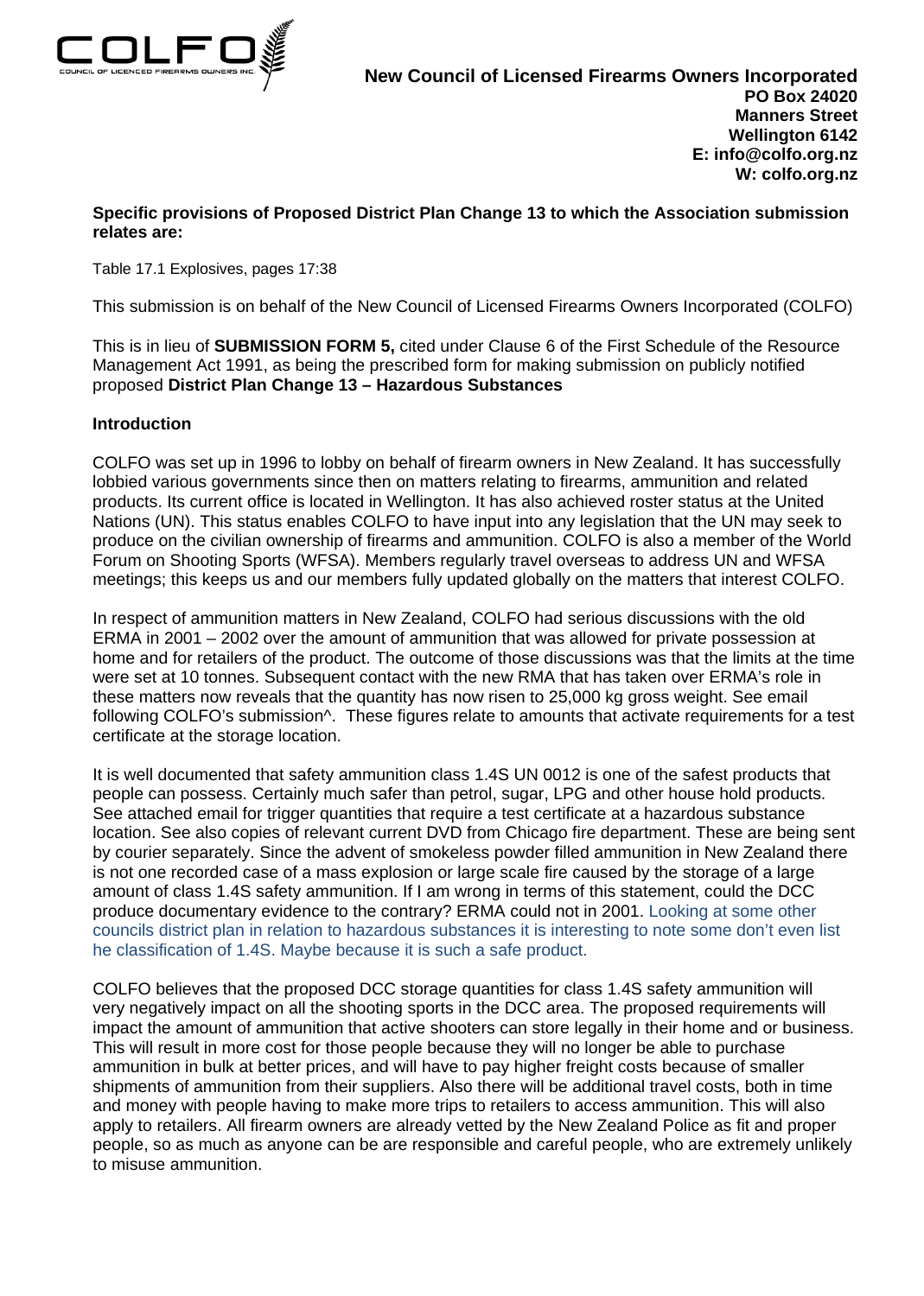COLFO

COUNCIL OF LICENCED FIREARMS OWNERS INC

**New Council of Licensed Firearms Owners Incorporated**
**PO Box 24020**
**Manners Street**
**Wellington 6142**
**E: info@colfo.org.nz**
**W: colfo.org.nz**

**Specific provisions of Proposed District Plan Change 13 to which the Association submission relates are:**

Table 17.1 Explosives, pages 17:38

This submission is on behalf of the New Council of Licensed Firearms Owners Incorporated (COLFO)

This is in lieu of **SUBMISSION FORM 5,** cited under Clause 6 of the First Schedule of the Resource Management Act 1991, as being the prescribed form for making submission on publicly notified proposed **District Plan Change 13 – Hazardous Substances**

**Introduction**

COLFO was set up in 1996 to lobby on behalf of firearm owners in New Zealand. It has successfully lobbied various governments since then on matters relating to firearms, ammunition and related products. Its current office is located in Wellington. It has also achieved roster status at the United Nations (UN). This status enables COLFO to have input into any legislation that the UN may seek to produce on the civilian ownership of firearms and ammunition. COLFO is also a member of the World Forum on Shooting Sports (WFSA). Members regularly travel overseas to address UN and WFSA meetings; this keeps us and our members fully updated globally on the matters that interest COLFO.

In respect of ammunition matters in New Zealand, COLFO had serious discussions with the old ERMA in 2001 – 2002 over the amount of ammunition that was allowed for private possession at home and for retailers of the product. The outcome of those discussions was that the limits at the time were set at 10 tonnes. Subsequent contact with the new RMA that has taken over ERMA's role in these matters now reveals that the quantity has now risen to 25,000 kg gross weight. See email following COLFO's submission^. These figures relate to amounts that activate requirements for a test certificate at the storage location.

It is well documented that safety ammunition class 1.4S UN 0012 is one of the safest products that people can possess. Certainly much safer than petrol, sugar, LPG and other house hold products. See attached email for trigger quantities that require a test certificate at a hazardous substance location. See also copies of relevant current DVD from Chicago fire department. These are being sent by courier separately. Since the advent of smokeless powder filled ammunition in New Zealand there is not one recorded case of a mass explosion or large scale fire caused by the storage of a large amount of class 1.4S safety ammunition. If I am wrong in terms of this statement, could the DCC produce documentary evidence to the contrary? ERMA could not in 2001. Looking at some other councils district plan in relation to hazardous substances it is interesting to note some don't even list he classification of 1.4S. Maybe because it is such a safe product.

COLFO believes that the proposed DCC storage quantities for class 1.4S safety ammunition will very negatively impact on all the shooting sports in the DCC area. The proposed requirements will impact the amount of ammunition that active shooters can store legally in their home and or business. This will result in more cost for those people because they will no longer be able to purchase ammunition in bulk at better prices, and will have to pay higher freight costs because of smaller shipments of ammunition from their suppliers. Also there will be additional travel costs, both in time and money with people having to make more trips to retailers to access ammunition. This will also apply to retailers. All firearm owners are already vetted by the New Zealand Police as fit and proper people, so as much as anyone can be are responsible and careful people, who are extremely unlikely to misuse ammunition.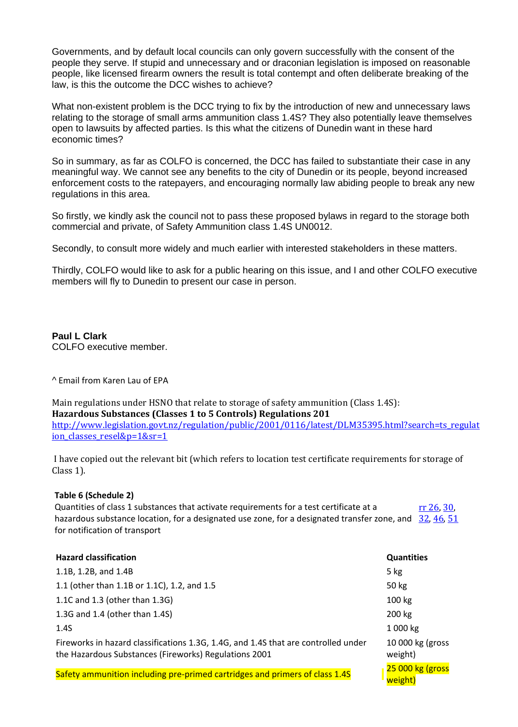Governments, and by default local councils can only govern successfully with the consent of the people they serve. If stupid and unnecessary and or draconian legislation is imposed on reasonable people, like licensed firearm owners the result is total contempt and often deliberate breaking of the law, is this the outcome the DCC wishes to achieve?

What non-existent problem is the DCC trying to fix by the introduction of new and unnecessary laws relating to the storage of small arms ammunition class 1.4S? They also potentially leave themselves open to lawsuits by affected parties. Is this what the citizens of Dunedin want in these hard economic times?

So in summary, as far as COLFO is concerned, the DCC has failed to substantiate their case in any meaningful way. We cannot see any benefits to the city of Dunedin or its people, beyond increased enforcement costs to the ratepayers, and encouraging normally law abiding people to break any new regulations in this area.

So firstly, we kindly ask the council not to pass these proposed bylaws in regard to the storage both commercial and private, of Safety Ammunition class 1.4S UN0012.

Secondly, to consult more widely and much earlier with interested stakeholders in these matters.

Thirdly, COLFO would like to ask for a public hearing on this issue, and I and other COLFO executive members will fly to Dunedin to present our case in person.

**Paul L Clark**
COLFO executive member.

^ Email from Karen Lau of EPA

Main regulations under HSNO that relate to storage of safety ammunition (Class 1.4S):
**Hazardous Substances (Classes 1 to 5 Controls) Regulations 201**
http://www.legislation.govt.nz/regulation/public/2001/0116/latest/DLM35395.html?search=ts_regulation_classes_resel&p=1&sr=1

I have copied out the relevant bit (which refers to location test certificate requirements for storage of Class 1).

**Table 6 (Schedule 2)**
Quantities of class 1 substances that activate requirements for a test certificate at a hazardous substance location, for a designated use zone, for a designated transfer zone, and for notification of transport — rr 26, 30, 32, 46, 51

| Hazard classification | Quantities |
|---|---|
| 1.1B, 1.2B, and 1.4B | 5 kg |
| 1.1 (other than 1.1B or 1.1C), 1.2, and 1.5 | 50 kg |
| 1.1C and 1.3 (other than 1.3G) | 100 kg |
| 1.3G and 1.4 (other than 1.4S) | 200 kg |
| 1.4S | 1 000 kg |
| Fireworks in hazard classifications 1.3G, 1.4G, and 1.4S that are controlled under the Hazardous Substances (Fireworks) Regulations 2001 | 10 000 kg (gross weight) |
| Safety ammunition including pre-primed cartridges and primers of class 1.4S | 25 000 kg (gross weight) |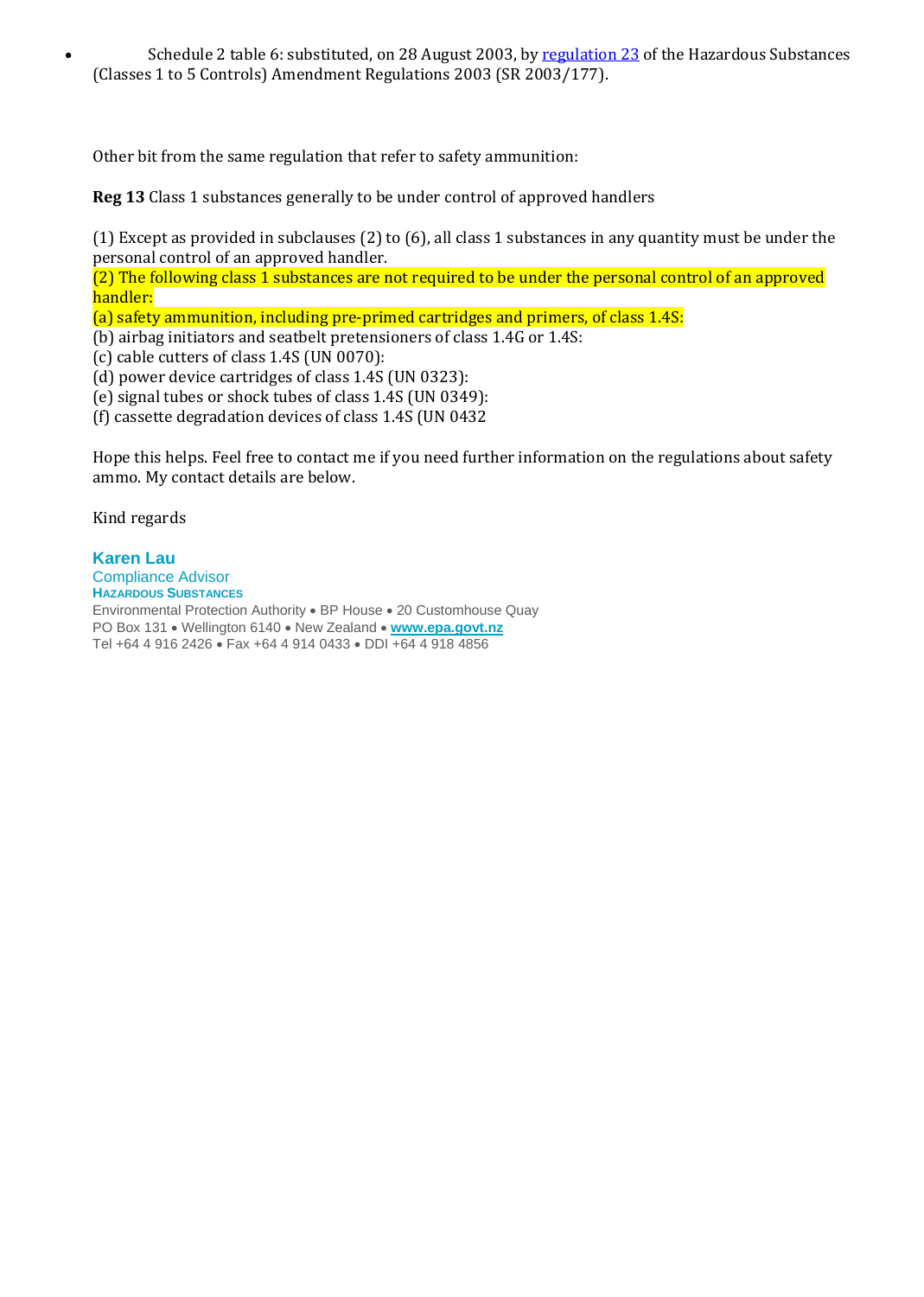- Schedule 2 table 6: substituted, on 28 August 2003, by regulation 23 of the Hazardous Substances (Classes 1 to 5 Controls) Amendment Regulations 2003 (SR 2003/177).

Other bit from the same regulation that refer to safety ammunition:

**Reg 13** Class 1 substances generally to be under control of approved handlers

(1) Except as provided in subclauses (2) to (6), all class 1 substances in any quantity must be under the personal control of an approved handler.
(2) The following class 1 substances are not required to be under the personal control of an approved handler:
(a) safety ammunition, including pre-primed cartridges and primers, of class 1.4S:
(b) airbag initiators and seatbelt pretensioners of class 1.4G or 1.4S:
(c) cable cutters of class 1.4S (UN 0070):
(d) power device cartridges of class 1.4S (UN 0323):
(e) signal tubes or shock tubes of class 1.4S (UN 0349):
(f) cassette degradation devices of class 1.4S (UN 0432

Hope this helps. Feel free to contact me if you need further information on the regulations about safety ammo. My contact details are below.

Kind regards

**Karen Lau**
Compliance Advisor
**Hazardous Substances**
Environmental Protection Authority • BP House • 20 Customhouse Quay
PO Box 131 • Wellington 6140 • New Zealand • **www.epa.govt.nz**
Tel +64 4 916 2426 • Fax +64 4 914 0433 • DDI +64 4 918 4856